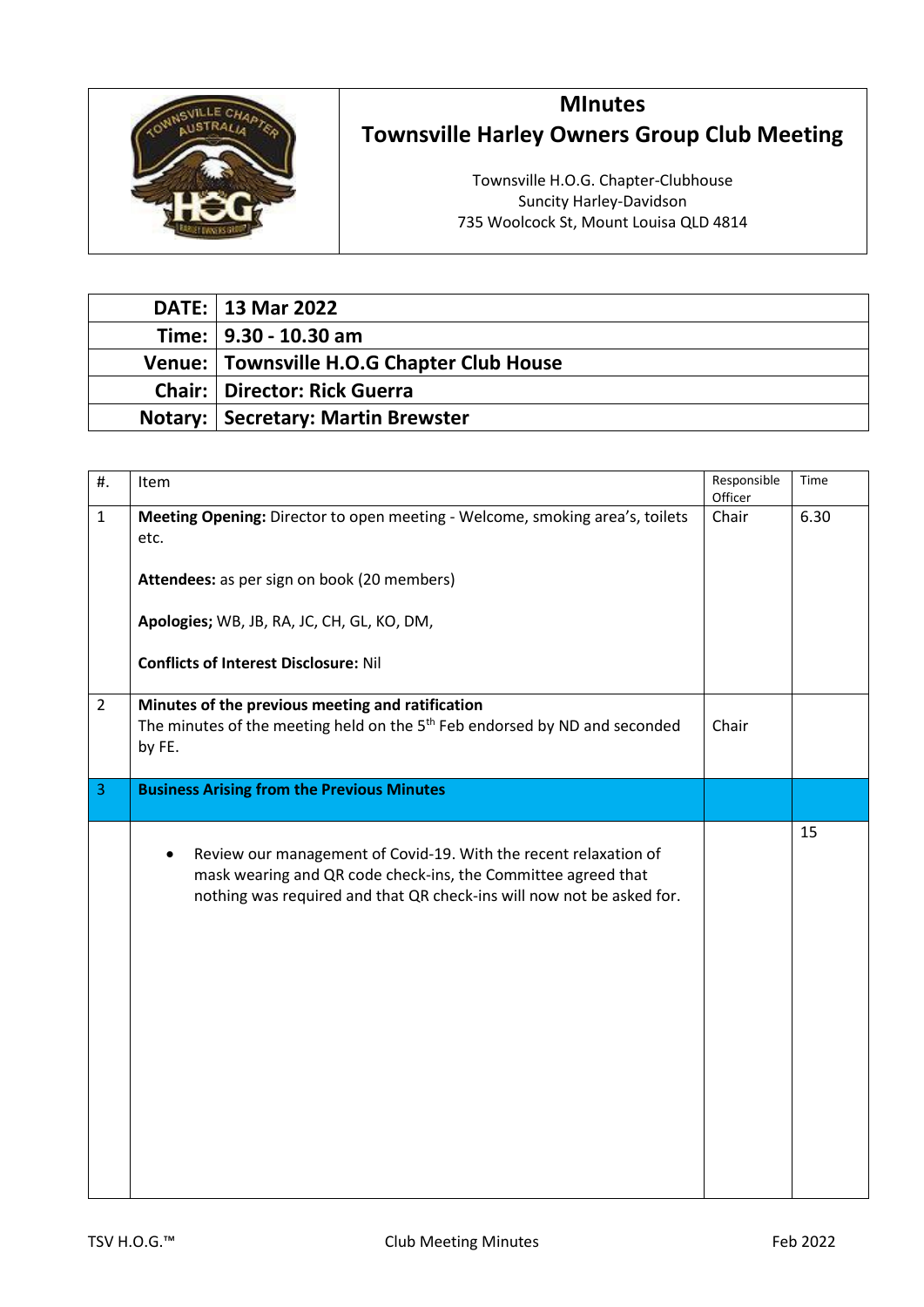# MInutes
# Townsville Harley Owners Group Club Meeting

Townsville H.O.G. Chapter-Clubhouse
Suncity Harley-Davidson
735 Woolcock St, Mount Louisa QLD 4814

| | |
|---:|---|
| **DATE:** | **13 Mar 2022** |
| **Time:** | **9.30 - 10.30 am** |
| **Venue:** | **Townsville H.O.G Chapter Club House** |
| **Chair:** | **Director: Rick Guerra** |
| **Notary:** | **Secretary: Martin Brewster** |

| #. | Item | Responsible Officer | Time |
|---|---|---|---|
| 1 | **Meeting Opening:** Director to open meeting - Welcome, smoking area's, toilets etc.<br><br>**Attendees:** as per sign on book (20 members)<br><br>**Apologies;** WB, JB, RA, JC, CH, GL, KO, DM,<br><br>**Conflicts of Interest Disclosure:** Nil | Chair | 6.30 |
| 2 | **Minutes of the previous meeting and ratification**<br>The minutes of the meeting held on the 5th Feb endorsed by ND and seconded by FE. | Chair | |
| 3 | **Business Arising from the Previous Minutes** | | |
| | • Review our management of Covid-19. With the recent relaxation of mask wearing and QR code check-ins, the Committee agreed that nothing was required and that QR check-ins will now not be asked for. | | 15 |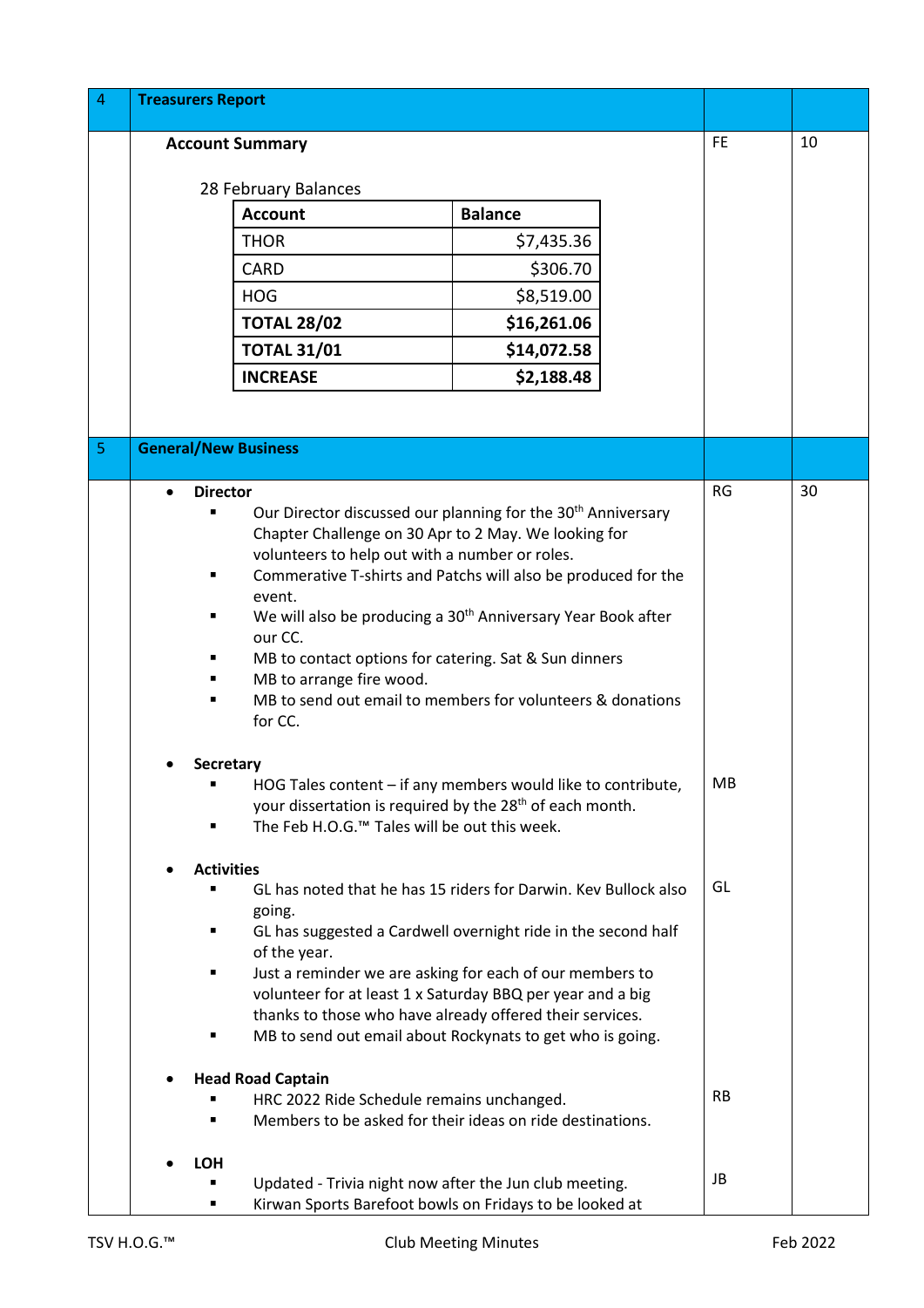| 4 | **Treasurers Report** | | |
|---|---|---|---|

**Account Summary** — FE — 10

28 February Balances

| Account | Balance |
|---|---|
| THOR | $7,435.36 |
| CARD | $306.70 |
| HOG | $8,519.00 |
| **TOTAL 28/02** | **$16,261.06** |
| **TOTAL 31/01** | **$14,072.58** |
| **INCREASE** | **$2,188.48** |

| 5 | **General/New Business** | | |
|---|---|---|---|

- **Director** — RG — 30
  - Our Director discussed our planning for the 30th Anniversary Chapter Challenge on 30 Apr to 2 May. We looking for volunteers to help out with a number or roles.
  - Commerative T-shirts and Patchs will also be produced for the event.
  - We will also be producing a 30th Anniversary Year Book after our CC.
  - MB to contact options for catering. Sat & Sun dinners
  - MB to arrange fire wood.
  - MB to send out email to members for volunteers & donations for CC.

- **Secretary** — MB
  - HOG Tales content – if any members would like to contribute, your dissertation is required by the 28th of each month.
  - The Feb H.O.G.™ Tales will be out this week.

- **Activities** — GL
  - GL has noted that he has 15 riders for Darwin. Kev Bullock also going.
  - GL has suggested a Cardwell overnight ride in the second half of the year.
  - Just a reminder we are asking for each of our members to volunteer for at least 1 x Saturday BBQ per year and a big thanks to those who have already offered their services.
  - MB to send out email about Rockynats to get who is going.

- **Head Road Captain** — RB
  - HRC 2022 Ride Schedule remains unchanged.
  - Members to be asked for their ideas on ride destinations.

- **LOH** — JB
  - Updated - Trivia night now after the Jun club meeting.
  - Kirwan Sports Barefoot bowls on Fridays to be looked at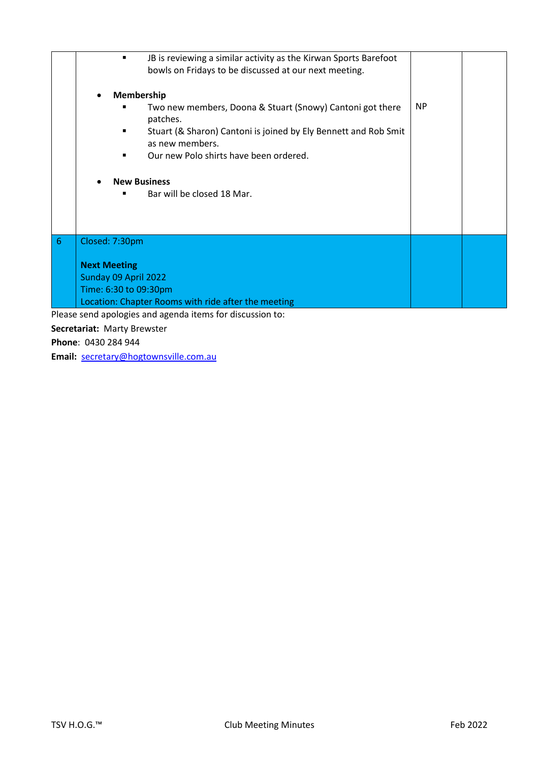| | | | |
|---|---|---|---|
| | ▪ JB is reviewing a similar activity as the Kirwan Sports Barefoot bowls on Fridays to be discussed at our next meeting.<br><br>• **Membership**<br>▪ Two new members, Doona & Stuart (Snowy) Cantoni got there patches.<br>▪ Stuart (& Sharon) Cantoni is joined by Ely Bennett and Rob Smit as new members.<br>▪ Our new Polo shirts have been ordered.<br><br>• **New Business**<br>▪ Bar will be closed 18 Mar. | NP | |
| 6 | Closed: 7:30pm<br><br>**Next Meeting**<br>Sunday 09 April 2022<br>Time: 6:30 to 09:30pm<br>Location: Chapter Rooms with ride after the meeting | | |

Please send apologies and agenda items for discussion to:

**Secretariat:** Marty Brewster

**Phone**: 0430 284 944

**Email:** secretary@hogtownsville.com.au